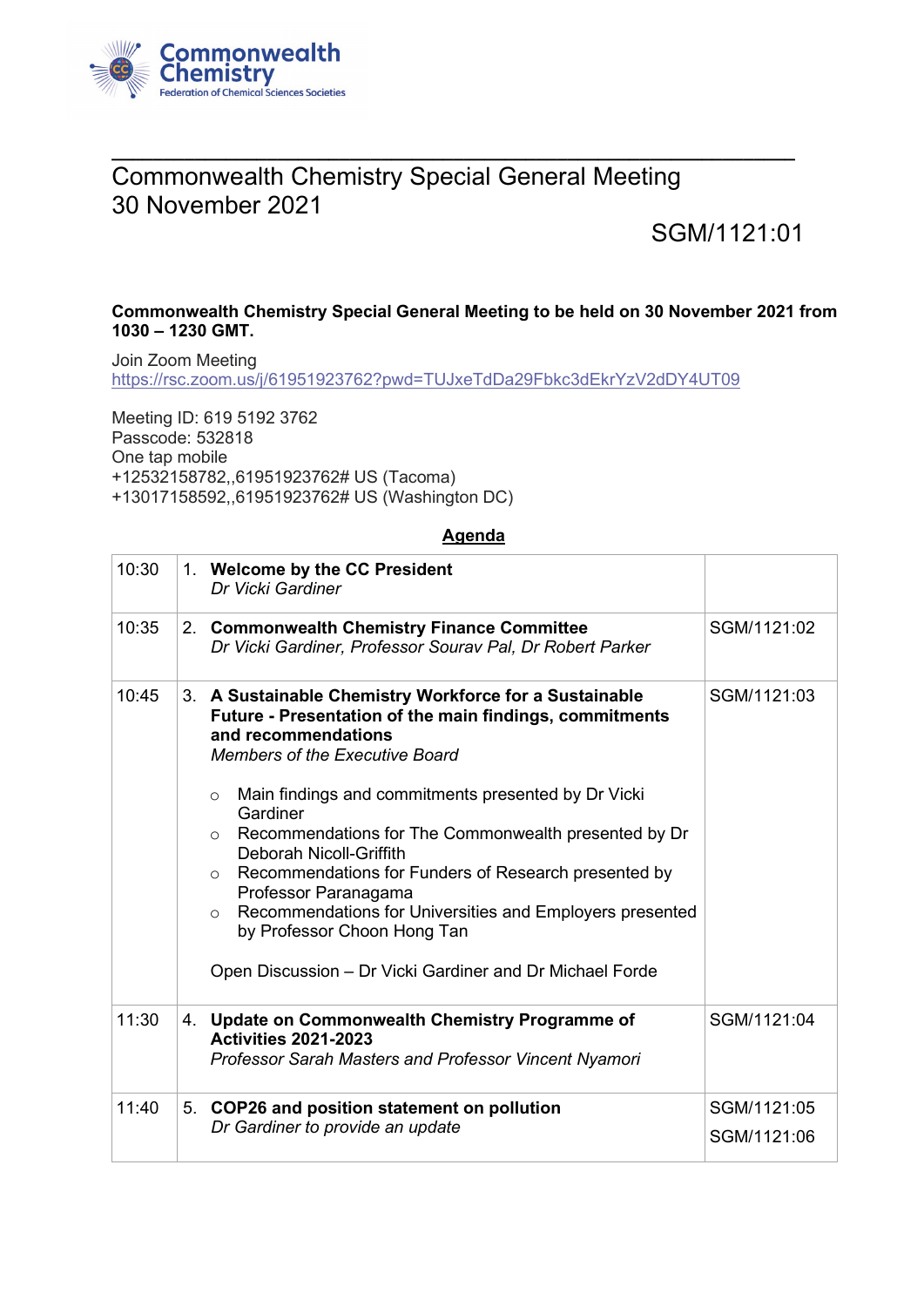# Commonwealth Chemistry Special General Meeting
# 30 November 2021

SGM/1121:01

**Commonwealth Chemistry Special General Meeting to be held on 30 November 2021 from 1030 – 1230 GMT.**

Join Zoom Meeting
https://rsc.zoom.us/j/61951923762?pwd=TUJxeTdDa29Fbkc3dEkrYzV2dDY4UT09

Meeting ID: 619 5192 3762
Passcode: 532818
One tap mobile
+12532158782,,61951923762# US (Tacoma)
+13017158592,,61951923762# US (Washington DC)

**Agenda**

| Time | Item | Paper |
|---|---|---|
| 10:30 | 1. **Welcome by the CC President**<br>*Dr Vicki Gardiner* | |
| 10:35 | 2. **Commonwealth Chemistry Finance Committee**<br>*Dr Vicki Gardiner, Professor Sourav Pal, Dr Robert Parker* | SGM/1121:02 |
| 10:45 | 3. **A Sustainable Chemistry Workforce for a Sustainable Future - Presentation of the main findings, commitments and recommendations**<br>*Members of the Executive Board*<br>○ Main findings and commitments presented by Dr Vicki Gardiner<br>○ Recommendations for The Commonwealth presented by Dr Deborah Nicoll-Griffith<br>○ Recommendations for Funders of Research presented by Professor Paranagama<br>○ Recommendations for Universities and Employers presented by Professor Choon Hong Tan<br>Open Discussion – Dr Vicki Gardiner and Dr Michael Forde | SGM/1121:03 |
| 11:30 | 4. **Update on Commonwealth Chemistry Programme of Activities 2021-2023**<br>*Professor Sarah Masters and Professor Vincent Nyamori* | SGM/1121:04 |
| 11:40 | 5. **COP26 and position statement on pollution**<br>*Dr Gardiner to provide an update* | SGM/1121:05<br>SGM/1121:06 |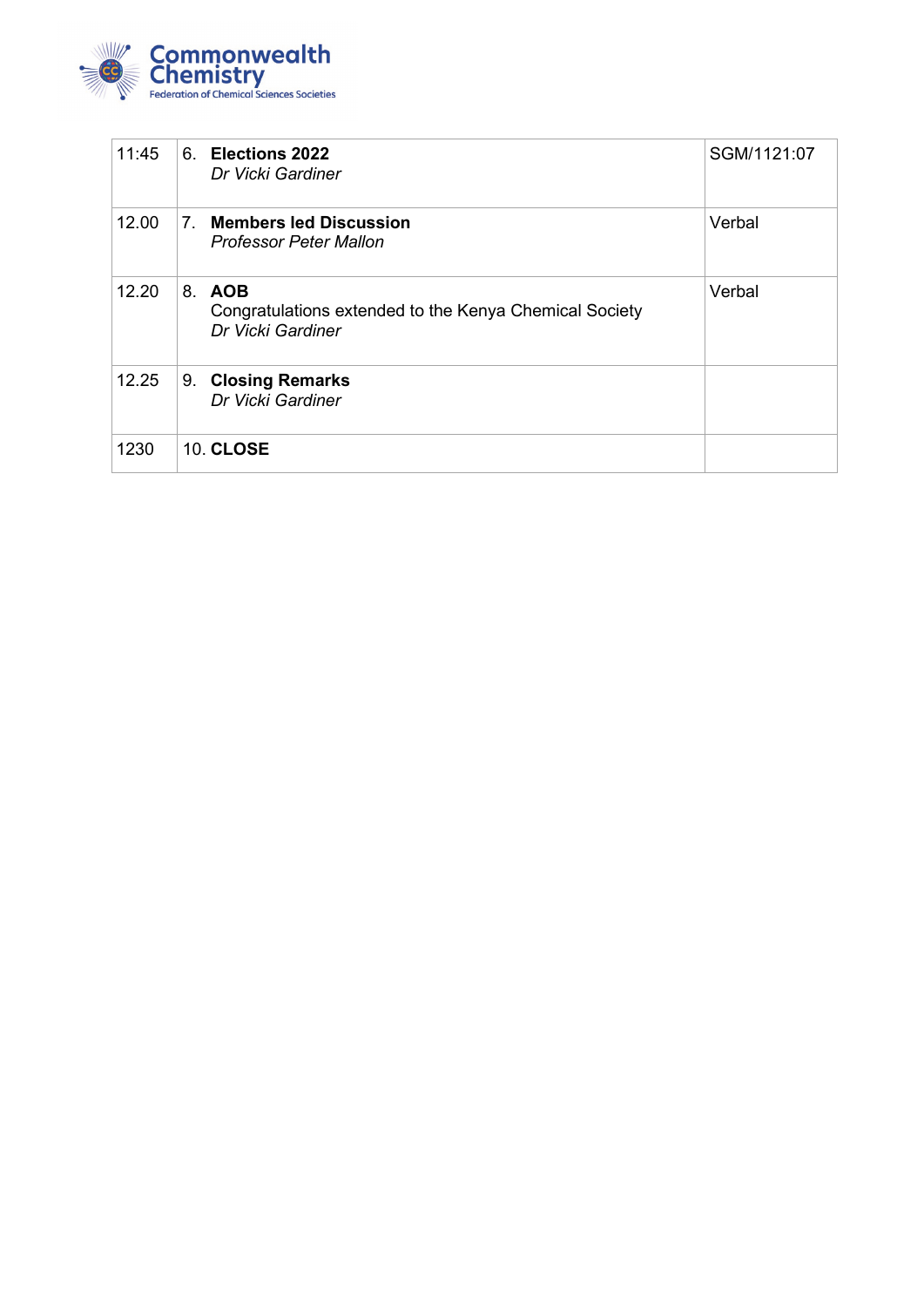| | | |
|---|---|---|
| 11:45 | 6. **Elections 2022**<br>*Dr Vicki Gardiner* | SGM/1121:07 |
| 12.00 | 7. **Members led Discussion**<br>*Professor Peter Mallon* | Verbal |
| 12.20 | 8. **AOB**<br>Congratulations extended to the Kenya Chemical Society<br>*Dr Vicki Gardiner* | Verbal |
| 12.25 | 9. **Closing Remarks**<br>*Dr Vicki Gardiner* | |
| 1230 | 10. **CLOSE** | |